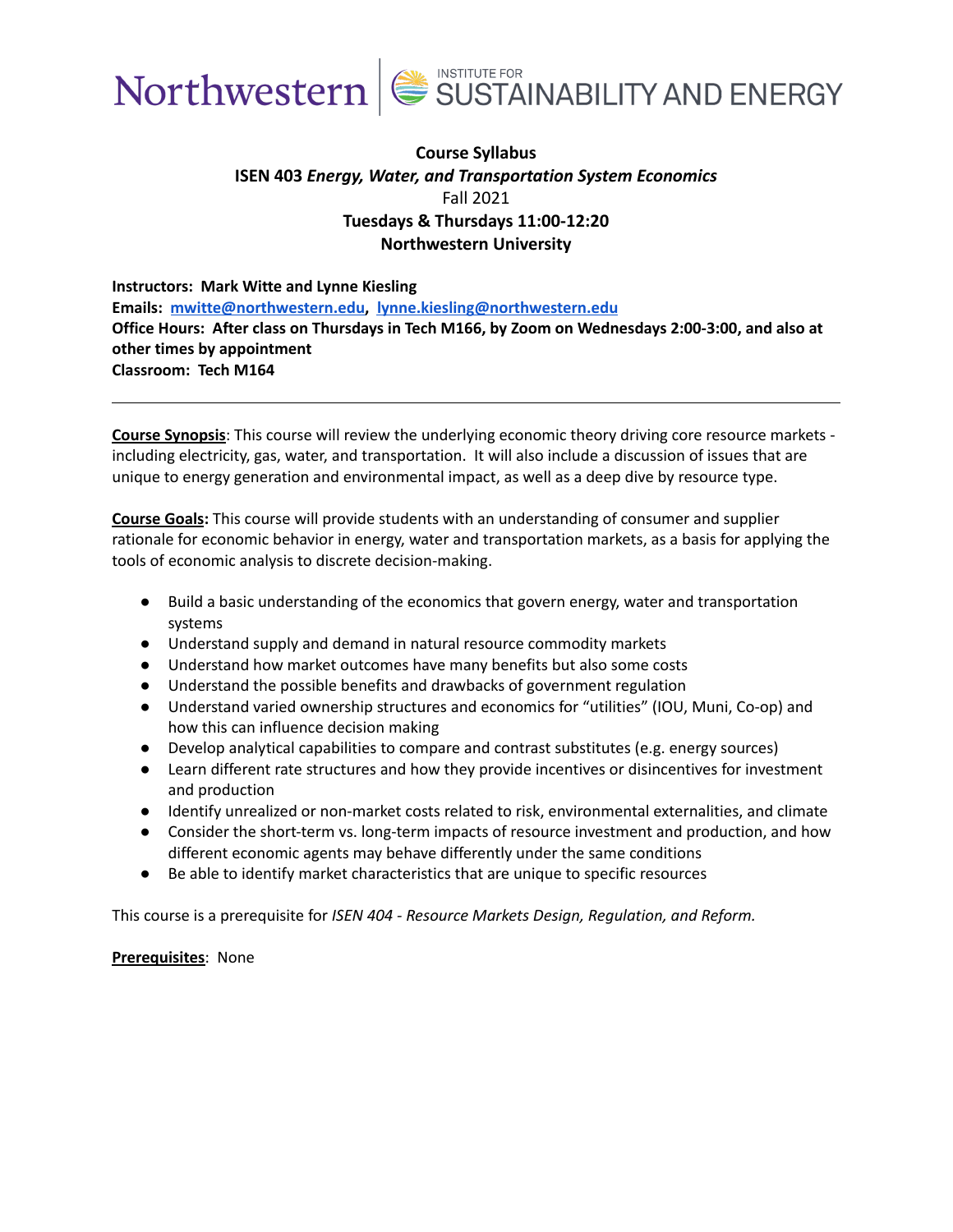Northwestern | INSTITUTE FOR SUSTAINABILITY AND ENERGY

**Course Syllabus**
**ISEN 403** ***Energy, Water, and Transportation System Economics***
Fall 2021
**Tuesdays & Thursdays 11:00-12:20**
**Northwestern University**

**Instructors: Mark Witte and Lynne Kiesling**
**Emails: [mwitte@northwestern.edu](mailto:mwitte@northwestern.edu), [lynne.kiesling@northwestern.edu](mailto:lynne.kiesling@northwestern.edu)**
**Office Hours: After class on Thursdays in Tech M166, by Zoom on Wednesdays 2:00-3:00, and also at other times by appointment**
**Classroom: Tech M164**

---

**Course Synopsis**: This course will review the underlying economic theory driving core resource markets - including electricity, gas, water, and transportation. It will also include a discussion of issues that are unique to energy generation and environmental impact, as well as a deep dive by resource type.

**Course Goals:** This course will provide students with an understanding of consumer and supplier rationale for economic behavior in energy, water and transportation markets, as a basis for applying the tools of economic analysis to discrete decision-making.

- Build a basic understanding of the economics that govern energy, water and transportation systems
- Understand supply and demand in natural resource commodity markets
- Understand how market outcomes have many benefits but also some costs
- Understand the possible benefits and drawbacks of government regulation
- Understand varied ownership structures and economics for "utilities" (IOU, Muni, Co-op) and how this can influence decision making
- Develop analytical capabilities to compare and contrast substitutes (e.g. energy sources)
- Learn different rate structures and how they provide incentives or disincentives for investment and production
- Identify unrealized or non-market costs related to risk, environmental externalities, and climate
- Consider the short-term vs. long-term impacts of resource investment and production, and how different economic agents may behave differently under the same conditions
- Be able to identify market characteristics that are unique to specific resources

This course is a prerequisite for *ISEN 404 - Resource Markets Design, Regulation, and Reform.*

**Prerequisites**: None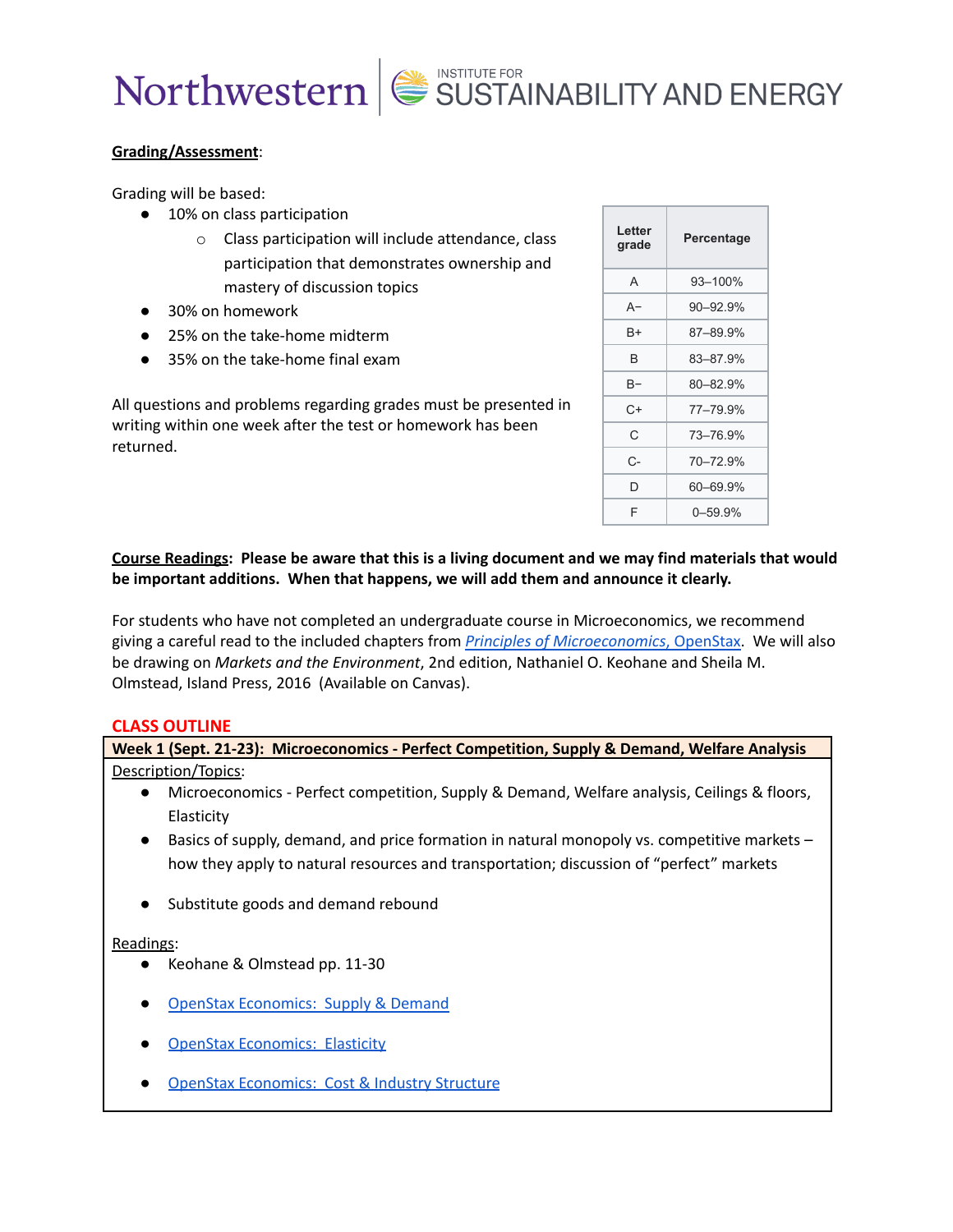**Grading/Assessment**:

Grading will be based:

- 10% on class participation
  - Class participation will include attendance, class participation that demonstrates ownership and mastery of discussion topics
- 30% on homework
- 25% on the take-home midterm
- 35% on the take-home final exam

All questions and problems regarding grades must be presented in writing within one week after the test or homework has been returned.

| Letter grade | Percentage |
|---|---|
| A | 93–100% |
| A− | 90–92.9% |
| B+ | 87–89.9% |
| B | 83–87.9% |
| B− | 80–82.9% |
| C+ | 77–79.9% |
| C | 73–76.9% |
| C- | 70–72.9% |
| D | 60–69.9% |
| F | 0–59.9% |

**Course Readings: Please be aware that this is a living document and we may find materials that would be important additions. When that happens, we will add them and announce it clearly.**

For students who have not completed an undergraduate course in Microeconomics, we recommend giving a careful read to the included chapters from *Principles of Microeconomics*, OpenStax. We will also be drawing on *Markets and the Environment*, 2nd edition, Nathaniel O. Keohane and Sheila M. Olmstead, Island Press, 2016 (Available on Canvas).

## CLASS OUTLINE

**Week 1 (Sept. 21-23): Microeconomics - Perfect Competition, Supply & Demand, Welfare Analysis**

Description/Topics:

- Microeconomics - Perfect competition, Supply & Demand, Welfare analysis, Ceilings & floors, Elasticity
- Basics of supply, demand, and price formation in natural monopoly vs. competitive markets – how they apply to natural resources and transportation; discussion of "perfect" markets
- Substitute goods and demand rebound

Readings:

- Keohane & Olmstead pp. 11-30
- OpenStax Economics: Supply & Demand
- OpenStax Economics: Elasticity
- OpenStax Economics: Cost & Industry Structure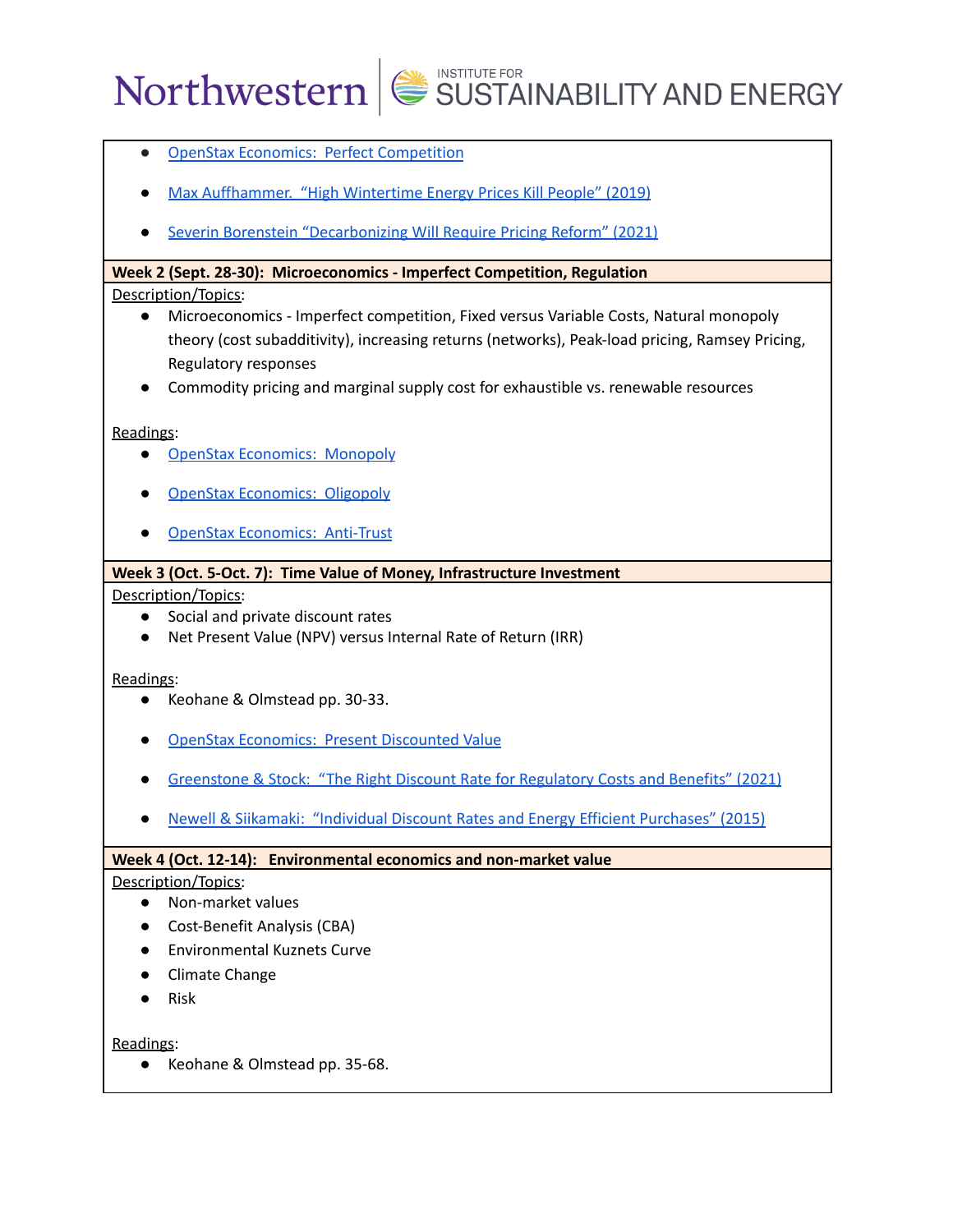- OpenStax Economics: Perfect Competition
- Max Auffhammer. "High Wintertime Energy Prices Kill People" (2019)
- Severin Borenstein "Decarbonizing Will Require Pricing Reform" (2021)

**Week 2 (Sept. 28-30): Microeconomics - Imperfect Competition, Regulation**

Description/Topics:

- Microeconomics - Imperfect competition, Fixed versus Variable Costs, Natural monopoly theory (cost subadditivity), increasing returns (networks), Peak-load pricing, Ramsey Pricing, Regulatory responses
- Commodity pricing and marginal supply cost for exhaustible vs. renewable resources

Readings:

- OpenStax Economics: Monopoly
- OpenStax Economics: Oligopoly
- OpenStax Economics: Anti-Trust

**Week 3 (Oct. 5-Oct. 7): Time Value of Money, Infrastructure Investment**

Description/Topics:

- Social and private discount rates
- Net Present Value (NPV) versus Internal Rate of Return (IRR)

Readings:

- Keohane & Olmstead pp. 30-33.
- OpenStax Economics: Present Discounted Value
- Greenstone & Stock: "The Right Discount Rate for Regulatory Costs and Benefits" (2021)
- Newell & Siikamaki: "Individual Discount Rates and Energy Efficient Purchases" (2015)

**Week 4 (Oct. 12-14): Environmental economics and non-market value**

Description/Topics:

- Non-market values
- Cost-Benefit Analysis (CBA)
- Environmental Kuznets Curve
- Climate Change
- Risk

Readings:

- Keohane & Olmstead pp. 35-68.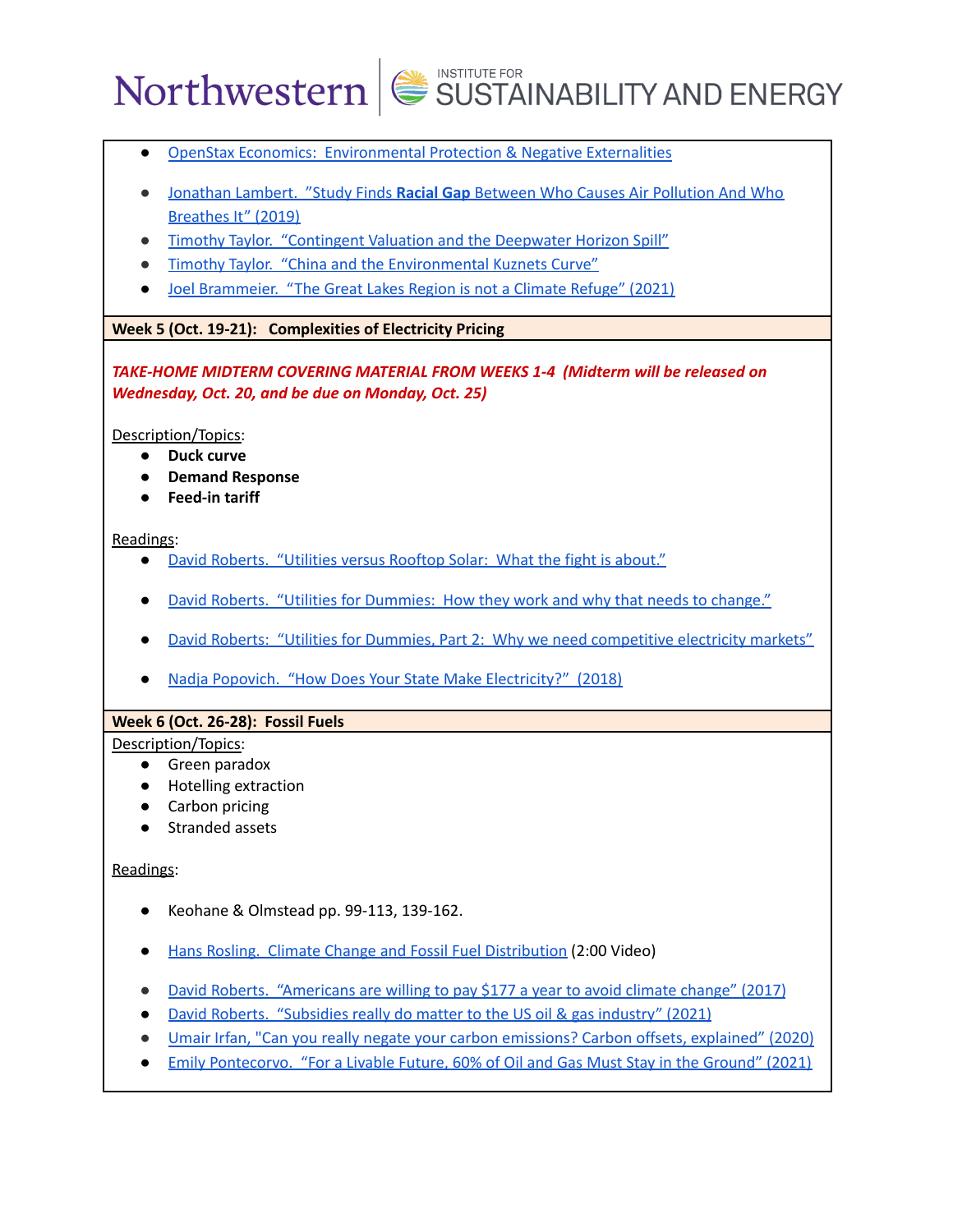- OpenStax Economics: Environmental Protection & Negative Externalities
- Jonathan Lambert. "Study Finds **Racial Gap** Between Who Causes Air Pollution And Who Breathes It" (2019)
- Timothy Taylor. "Contingent Valuation and the Deepwater Horizon Spill"
- Timothy Taylor. "China and the Environmental Kuznets Curve"
- Joel Brammeier. "The Great Lakes Region is not a Climate Refuge" (2021)

**Week 5 (Oct. 19-21): Complexities of Electricity Pricing**

***TAKE-HOME MIDTERM COVERING MATERIAL FROM WEEKS 1-4 (Midterm will be released on Wednesday, Oct. 20, and be due on Monday, Oct. 25)***

Description/Topics:

- **Duck curve**
- **Demand Response**
- **Feed-in tariff**

Readings:

- David Roberts. "Utilities versus Rooftop Solar: What the fight is about."
- David Roberts. "Utilities for Dummies: How they work and why that needs to change."
- David Roberts: "Utilities for Dummies, Part 2: Why we need competitive electricity markets"
- Nadja Popovich. "How Does Your State Make Electricity?" (2018)

**Week 6 (Oct. 26-28): Fossil Fuels**

Description/Topics:

- Green paradox
- Hotelling extraction
- Carbon pricing
- Stranded assets

Readings:

- Keohane & Olmstead pp. 99-113, 139-162.
- Hans Rosling. Climate Change and Fossil Fuel Distribution (2:00 Video)
- David Roberts. "Americans are willing to pay $177 a year to avoid climate change" (2017)
- David Roberts. "Subsidies really do matter to the US oil & gas industry" (2021)
- Umair Irfan, "Can you really negate your carbon emissions? Carbon offsets, explained" (2020)
- Emily Pontecorvo. "For a Livable Future, 60% of Oil and Gas Must Stay in the Ground" (2021)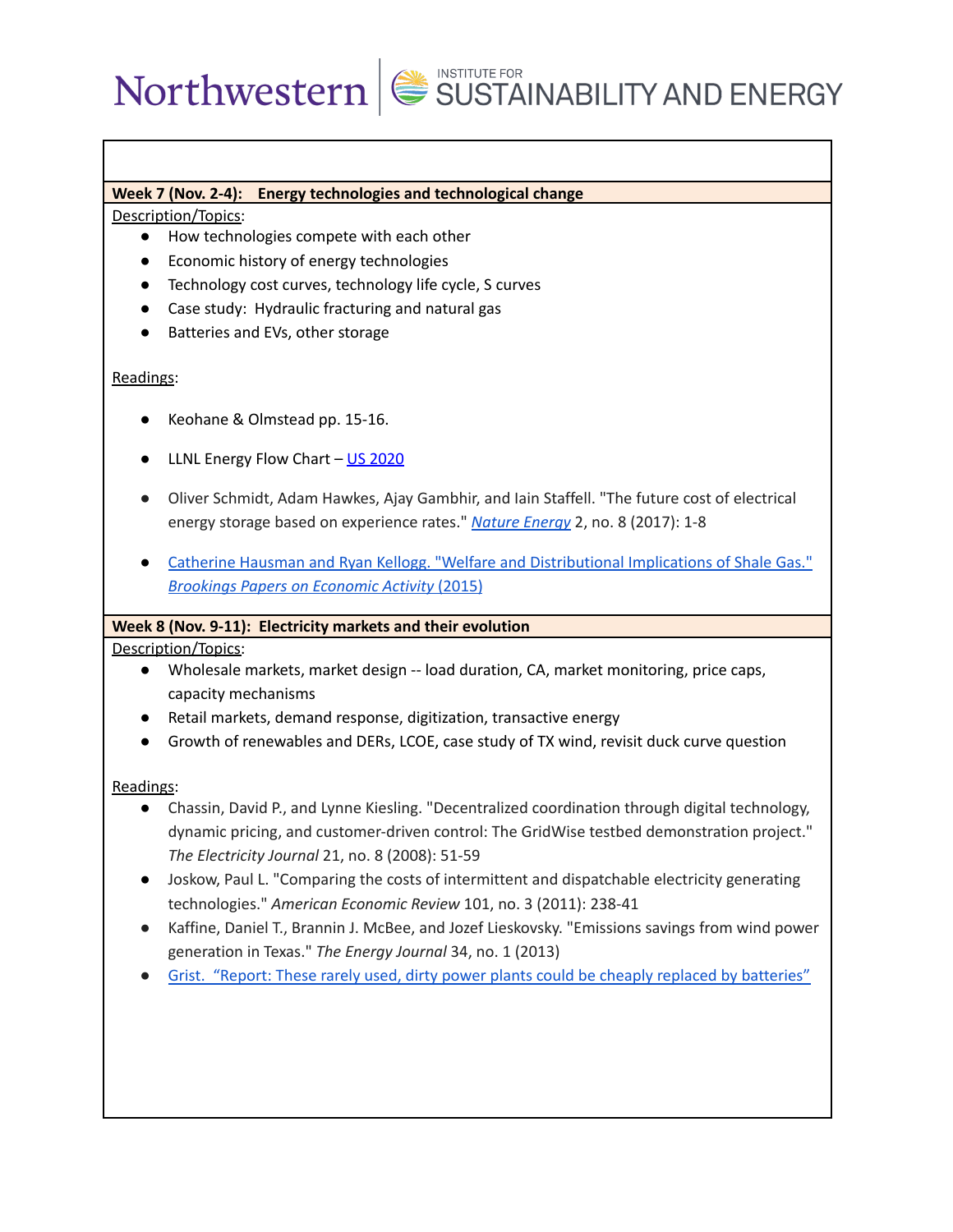**Week 7 (Nov. 2-4): Energy technologies and technological change**

Description/Topics:

- How technologies compete with each other
- Economic history of energy technologies
- Technology cost curves, technology life cycle, S curves
- Case study: Hydraulic fracturing and natural gas
- Batteries and EVs, other storage

Readings:

- Keohane & Olmstead pp. 15-16.
- LLNL Energy Flow Chart – US 2020
- Oliver Schmidt, Adam Hawkes, Ajay Gambhir, and Iain Staffell. "The future cost of electrical energy storage based on experience rates." *Nature Energy* 2, no. 8 (2017): 1-8
- Catherine Hausman and Ryan Kellogg. "Welfare and Distributional Implications of Shale Gas." *Brookings Papers on Economic Activity* (2015)

**Week 8 (Nov. 9-11): Electricity markets and their evolution**

Description/Topics:

- Wholesale markets, market design -- load duration, CA, market monitoring, price caps, capacity mechanisms
- Retail markets, demand response, digitization, transactive energy
- Growth of renewables and DERs, LCOE, case study of TX wind, revisit duck curve question

Readings:

- Chassin, David P., and Lynne Kiesling. "Decentralized coordination through digital technology, dynamic pricing, and customer-driven control: The GridWise testbed demonstration project." *The Electricity Journal* 21, no. 8 (2008): 51-59
- Joskow, Paul L. "Comparing the costs of intermittent and dispatchable electricity generating technologies." *American Economic Review* 101, no. 3 (2011): 238-41
- Kaffine, Daniel T., Brannin J. McBee, and Jozef Lieskovsky. "Emissions savings from wind power generation in Texas." *The Energy Journal* 34, no. 1 (2013)
- Grist. "Report: These rarely used, dirty power plants could be cheaply replaced by batteries"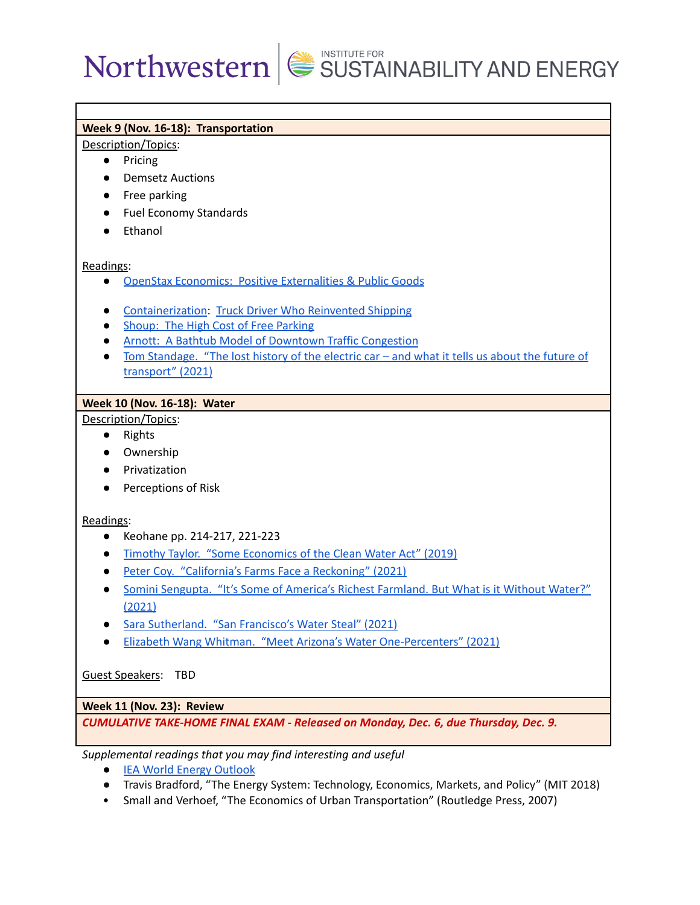| Week 9 (Nov. 16-18): Transportation |
| --- |
| Description/Topics:<br>● Pricing<br>● Demsetz Auctions<br>● Free parking<br>● Fuel Economy Standards<br>● Ethanol<br><br>Readings:<br>● OpenStax Economics: Positive Externalities & Public Goods<br>● Containerization: Truck Driver Who Reinvented Shipping<br>● Shoup: The High Cost of Free Parking<br>● Arnott: A Bathtub Model of Downtown Traffic Congestion<br>● Tom Standage. "The lost history of the electric car – and what it tells us about the future of transport" (2021) |
| **Week 10 (Nov. 16-18): Water** |
| Description/Topics:<br>● Rights<br>● Ownership<br>● Privatization<br>● Perceptions of Risk<br><br>Readings:<br>● Keohane pp. 214-217, 221-223<br>● Timothy Taylor. "Some Economics of the Clean Water Act" (2019)<br>● Peter Coy. "California's Farms Face a Reckoning" (2021)<br>● Somini Sengupta. "It's Some of America's Richest Farmland. But What is it Without Water?" (2021)<br>● Sara Sutherland. "San Francisco's Water Steal" (2021)<br>● Elizabeth Wang Whitman. "Meet Arizona's Water One-Percenters" (2021)<br><br>Guest Speakers: TBD |
| **Week 11 (Nov. 23): Review** |
| ***CUMULATIVE TAKE-HOME FINAL EXAM - Released on Monday, Dec. 6, due Thursday, Dec. 9.*** |

*Supplemental readings that you may find interesting and useful*

- IEA World Energy Outlook
- Travis Bradford, "The Energy System: Technology, Economics, Markets, and Policy" (MIT 2018)
- Small and Verhoef, "The Economics of Urban Transportation" (Routledge Press, 2007)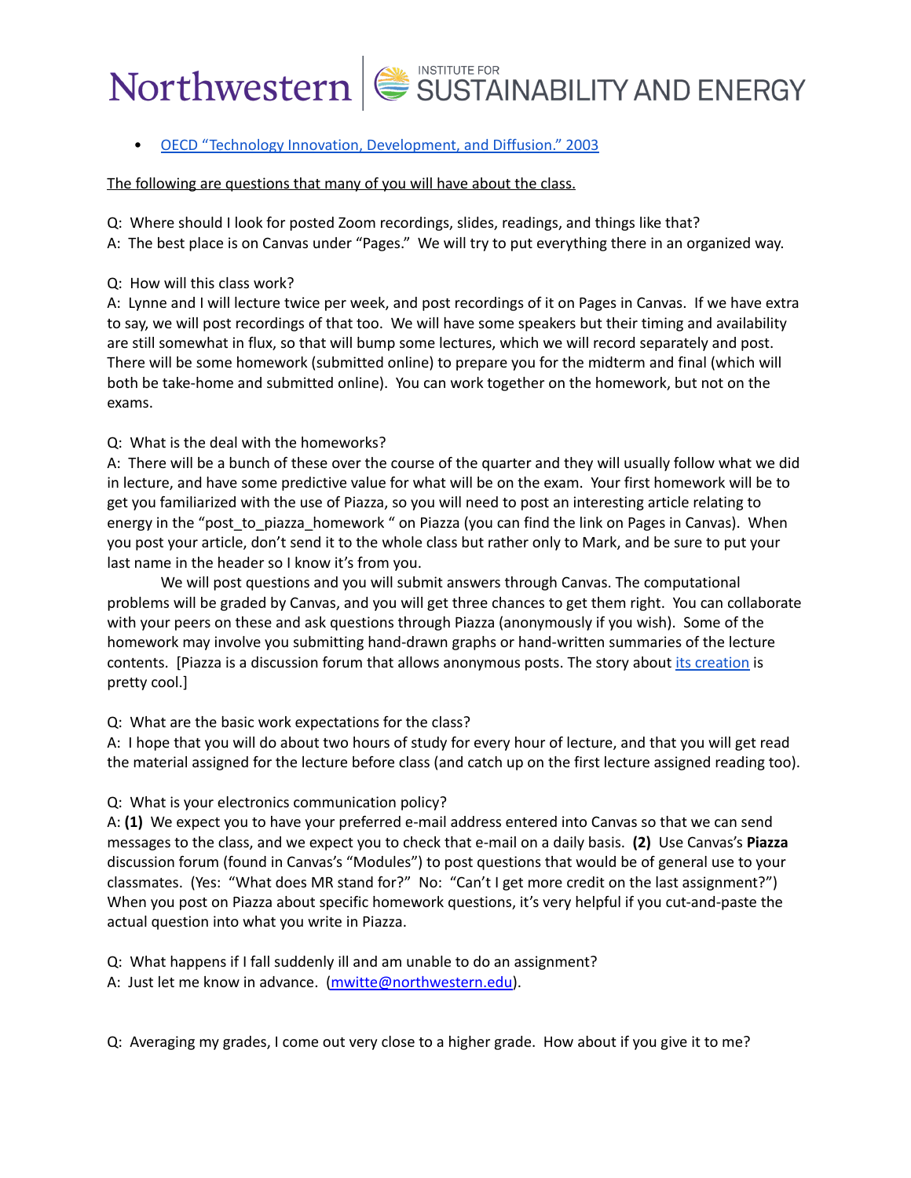- [OECD "Technology Innovation, Development, and Diffusion." 2003]()

The following are questions that many of you will have about the class.

Q: Where should I look for posted Zoom recordings, slides, readings, and things like that?
A: The best place is on Canvas under "Pages." We will try to put everything there in an organized way.

Q: How will this class work?
A: Lynne and I will lecture twice per week, and post recordings of it on Pages in Canvas. If we have extra to say, we will post recordings of that too. We will have some speakers but their timing and availability are still somewhat in flux, so that will bump some lectures, which we will record separately and post. There will be some homework (submitted online) to prepare you for the midterm and final (which will both be take-home and submitted online). You can work together on the homework, but not on the exams.

Q: What is the deal with the homeworks?
A: There will be a bunch of these over the course of the quarter and they will usually follow what we did in lecture, and have some predictive value for what will be on the exam. Your first homework will be to get you familiarized with the use of Piazza, so you will need to post an interesting article relating to energy in the "post_to_piazza_homework " on Piazza (you can find the link on Pages in Canvas). When you post your article, don't send it to the whole class but rather only to Mark, and be sure to put your last name in the header so I know it's from you.

We will post questions and you will submit answers through Canvas. The computational problems will be graded by Canvas, and you will get three chances to get them right. You can collaborate with your peers on these and ask questions through Piazza (anonymously if you wish). Some of the homework may involve you submitting hand-drawn graphs or hand-written summaries of the lecture contents. [Piazza is a discussion forum that allows anonymous posts. The story about [its creation]() is pretty cool.]

Q: What are the basic work expectations for the class?
A: I hope that you will do about two hours of study for every hour of lecture, and that you will get read the material assigned for the lecture before class (and catch up on the first lecture assigned reading too).

Q: What is your electronics communication policy?
A: **(1)** We expect you to have your preferred e-mail address entered into Canvas so that we can send messages to the class, and we expect you to check that e-mail on a daily basis. **(2)** Use Canvas's **Piazza** discussion forum (found in Canvas's "Modules") to post questions that would be of general use to your classmates. (Yes: "What does MR stand for?" No: "Can't I get more credit on the last assignment?") When you post on Piazza about specific homework questions, it's very helpful if you cut-and-paste the actual question into what you write in Piazza.

Q: What happens if I fall suddenly ill and am unable to do an assignment?
A: Just let me know in advance. ([mwitte@northwestern.edu](mailto:mwitte@northwestern.edu)).

Q: Averaging my grades, I come out very close to a higher grade. How about if you give it to me?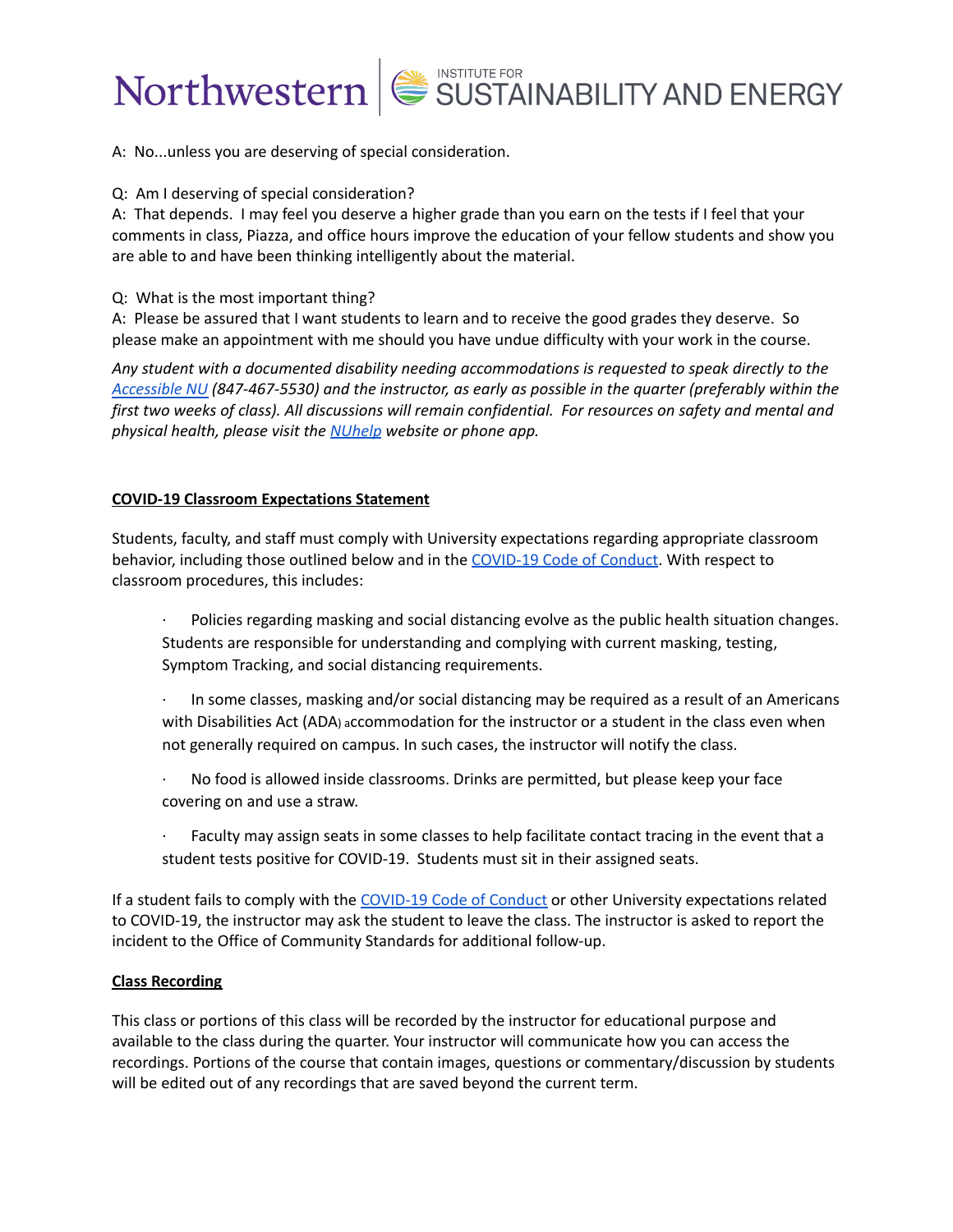A: No...unless you are deserving of special consideration.

Q: Am I deserving of special consideration?
A: That depends. I may feel you deserve a higher grade than you earn on the tests if I feel that your comments in class, Piazza, and office hours improve the education of your fellow students and show you are able to and have been thinking intelligently about the material.

Q: What is the most important thing?
A: Please be assured that I want students to learn and to receive the good grades they deserve. So please make an appointment with me should you have undue difficulty with your work in the course.

*Any student with a documented disability needing accommodations is requested to speak directly to the Accessible NU (847-467-5530) and the instructor, as early as possible in the quarter (preferably within the first two weeks of class). All discussions will remain confidential. For resources on safety and mental and physical health, please visit the NUhelp website or phone app.*

**COVID-19 Classroom Expectations Statement**

Students, faculty, and staff must comply with University expectations regarding appropriate classroom behavior, including those outlined below and in the COVID-19 Code of Conduct. With respect to classroom procedures, this includes:

- Policies regarding masking and social distancing evolve as the public health situation changes. Students are responsible for understanding and complying with current masking, testing, Symptom Tracking, and social distancing requirements.
- In some classes, masking and/or social distancing may be required as a result of an Americans with Disabilities Act (ADA) accommodation for the instructor or a student in the class even when not generally required on campus. In such cases, the instructor will notify the class.
- No food is allowed inside classrooms. Drinks are permitted, but please keep your face covering on and use a straw.
- Faculty may assign seats in some classes to help facilitate contact tracing in the event that a student tests positive for COVID-19. Students must sit in their assigned seats.

If a student fails to comply with the COVID-19 Code of Conduct or other University expectations related to COVID-19, the instructor may ask the student to leave the class. The instructor is asked to report the incident to the Office of Community Standards for additional follow-up.

**Class Recording**

This class or portions of this class will be recorded by the instructor for educational purpose and available to the class during the quarter. Your instructor will communicate how you can access the recordings. Portions of the course that contain images, questions or commentary/discussion by students will be edited out of any recordings that are saved beyond the current term.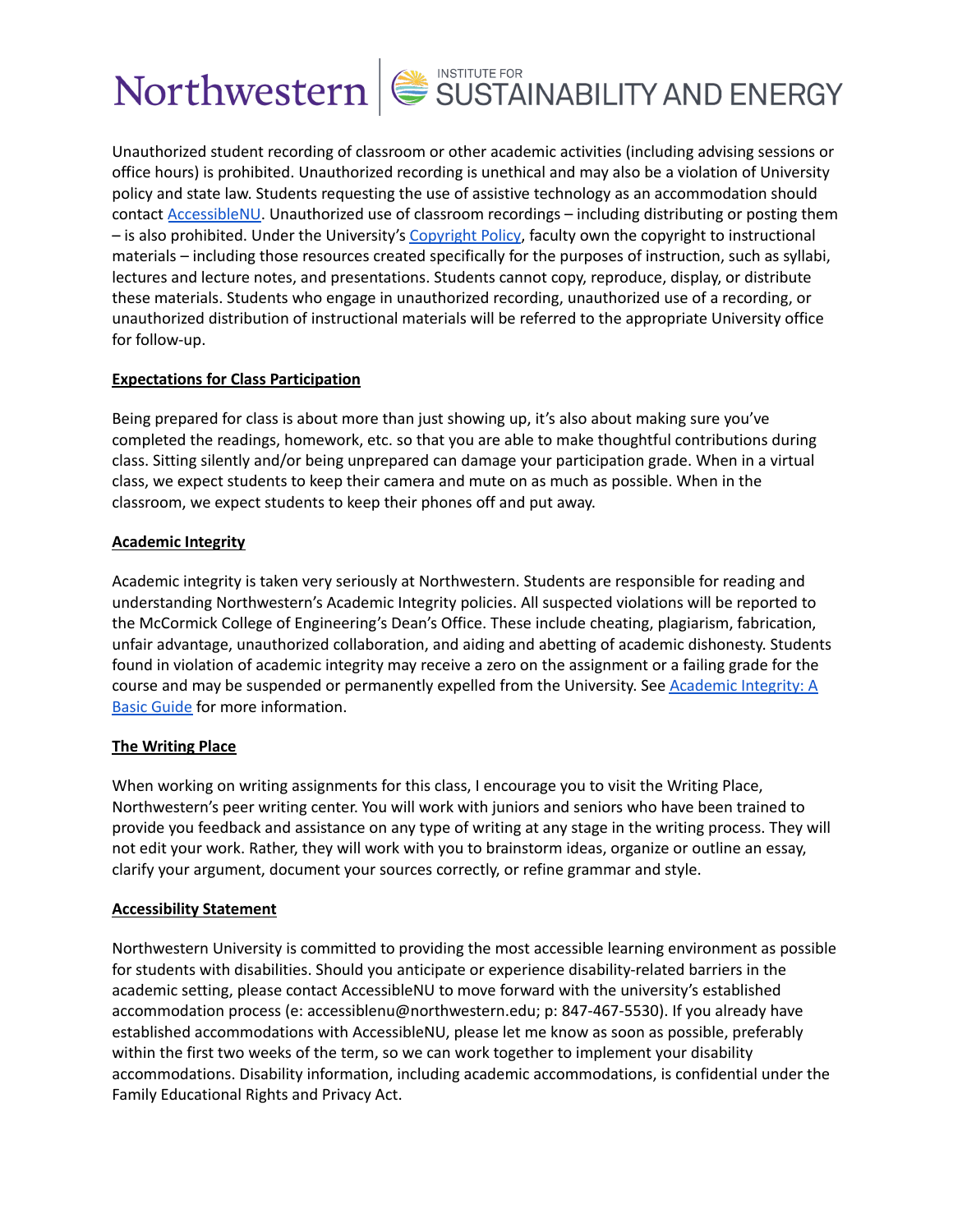Unauthorized student recording of classroom or other academic activities (including advising sessions or office hours) is prohibited. Unauthorized recording is unethical and may also be a violation of University policy and state law. Students requesting the use of assistive technology as an accommodation should contact [AccessibleNU](). Unauthorized use of classroom recordings – including distributing or posting them – is also prohibited. Under the University's [Copyright Policy](), faculty own the copyright to instructional materials – including those resources created specifically for the purposes of instruction, such as syllabi, lectures and lecture notes, and presentations. Students cannot copy, reproduce, display, or distribute these materials. Students who engage in unauthorized recording, unauthorized use of a recording, or unauthorized distribution of instructional materials will be referred to the appropriate University office for follow-up.

**Expectations for Class Participation**

Being prepared for class is about more than just showing up, it's also about making sure you've completed the readings, homework, etc. so that you are able to make thoughtful contributions during class. Sitting silently and/or being unprepared can damage your participation grade. When in a virtual class, we expect students to keep their camera and mute on as much as possible. When in the classroom, we expect students to keep their phones off and put away.

**Academic Integrity**

Academic integrity is taken very seriously at Northwestern. Students are responsible for reading and understanding Northwestern's Academic Integrity policies. All suspected violations will be reported to the McCormick College of Engineering's Dean's Office. These include cheating, plagiarism, fabrication, unfair advantage, unauthorized collaboration, and aiding and abetting of academic dishonesty. Students found in violation of academic integrity may receive a zero on the assignment or a failing grade for the course and may be suspended or permanently expelled from the University. See [Academic Integrity: A Basic Guide]() for more information.

**The Writing Place**

When working on writing assignments for this class, I encourage you to visit the Writing Place, Northwestern's peer writing center. You will work with juniors and seniors who have been trained to provide you feedback and assistance on any type of writing at any stage in the writing process. They will not edit your work. Rather, they will work with you to brainstorm ideas, organize or outline an essay, clarify your argument, document your sources correctly, or refine grammar and style.

**Accessibility Statement**

Northwestern University is committed to providing the most accessible learning environment as possible for students with disabilities. Should you anticipate or experience disability-related barriers in the academic setting, please contact AccessibleNU to move forward with the university's established accommodation process (e: accessiblenu@northwestern.edu; p: 847-467-5530). If you already have established accommodations with AccessibleNU, please let me know as soon as possible, preferably within the first two weeks of the term, so we can work together to implement your disability accommodations. Disability information, including academic accommodations, is confidential under the Family Educational Rights and Privacy Act.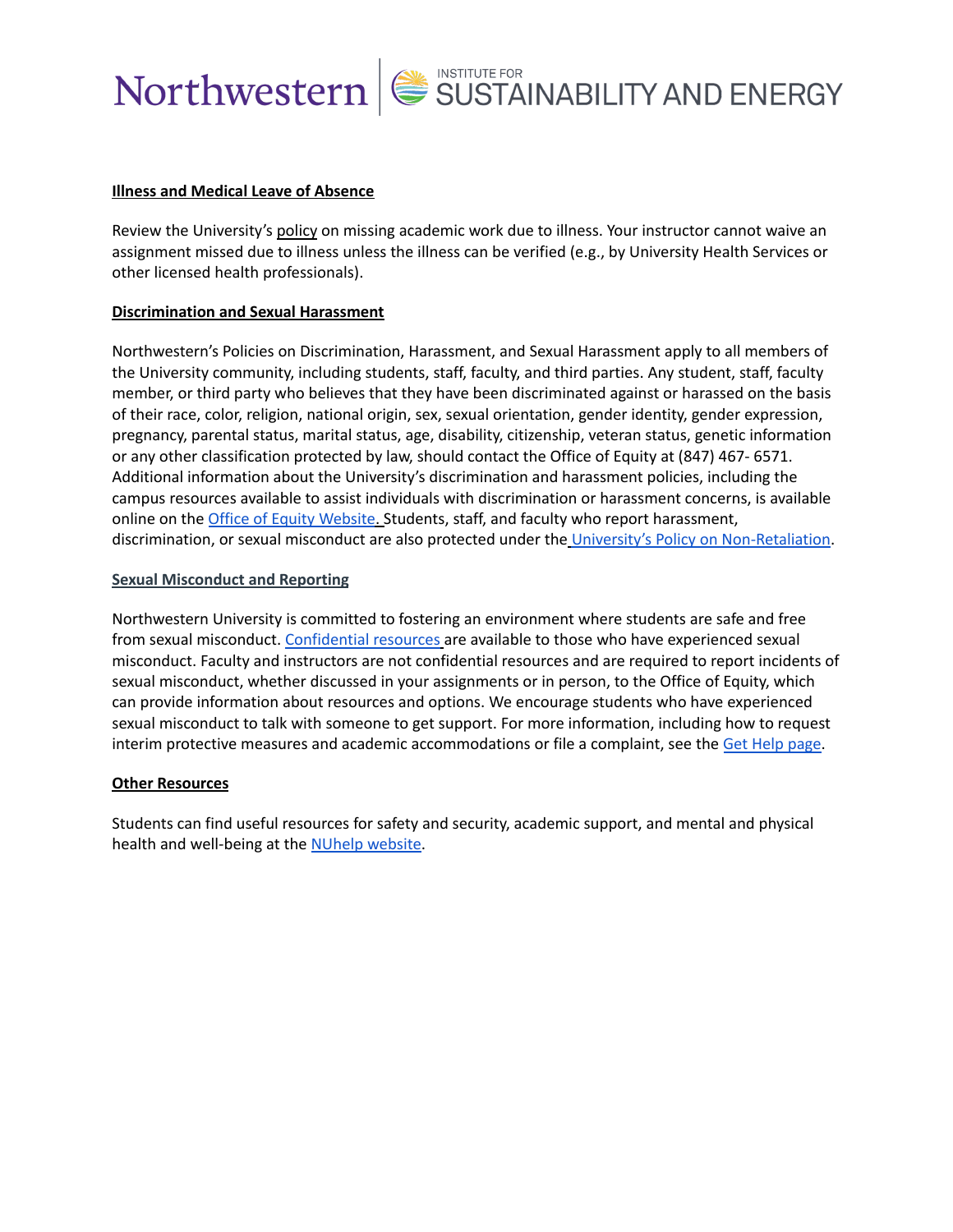**Illness and Medical Leave of Absence**

Review the University's policy on missing academic work due to illness. Your instructor cannot waive an assignment missed due to illness unless the illness can be verified (e.g., by University Health Services or other licensed health professionals).

**Discrimination and Sexual Harassment**

Northwestern's Policies on Discrimination, Harassment, and Sexual Harassment apply to all members of the University community, including students, staff, faculty, and third parties. Any student, staff, faculty member, or third party who believes that they have been discriminated against or harassed on the basis of their race, color, religion, national origin, sex, sexual orientation, gender identity, gender expression, pregnancy, parental status, marital status, age, disability, citizenship, veteran status, genetic information or any other classification protected by law, should contact the Office of Equity at (847) 467- 6571. Additional information about the University's discrimination and harassment policies, including the campus resources available to assist individuals with discrimination or harassment concerns, is available online on the Office of Equity Website. Students, staff, and faculty who report harassment, discrimination, or sexual misconduct are also protected under the University's Policy on Non-Retaliation.

**Sexual Misconduct and Reporting**

Northwestern University is committed to fostering an environment where students are safe and free from sexual misconduct. Confidential resources are available to those who have experienced sexual misconduct. Faculty and instructors are not confidential resources and are required to report incidents of sexual misconduct, whether discussed in your assignments or in person, to the Office of Equity, which can provide information about resources and options. We encourage students who have experienced sexual misconduct to talk with someone to get support. For more information, including how to request interim protective measures and academic accommodations or file a complaint, see the Get Help page.

**Other Resources**

Students can find useful resources for safety and security, academic support, and mental and physical health and well-being at the NUhelp website.